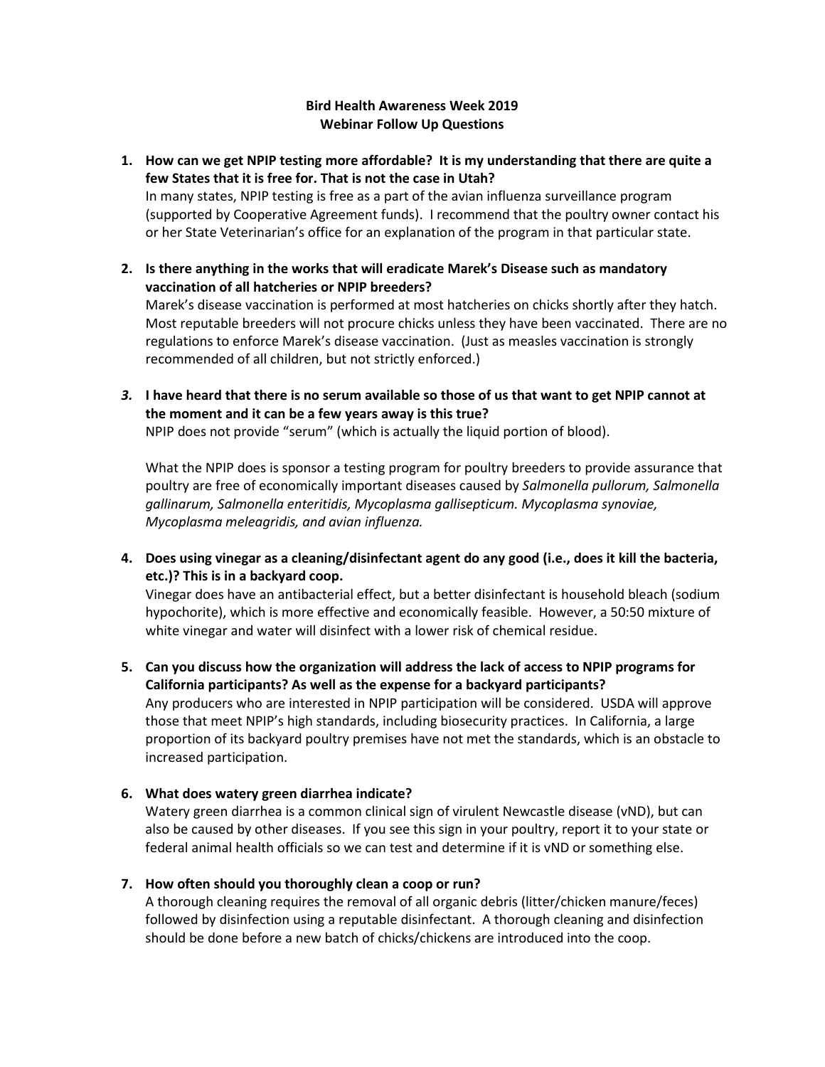**Bird Health Awareness Week 2019**
**Webinar Follow Up Questions**

1. **How can we get NPIP testing more affordable? It is my understanding that there are quite a few States that it is free for. That is not the case in Utah?**
   In many states, NPIP testing is free as a part of the avian influenza surveillance program (supported by Cooperative Agreement funds). I recommend that the poultry owner contact his or her State Veterinarian's office for an explanation of the program in that particular state.

2. **Is there anything in the works that will eradicate Marek's Disease such as mandatory vaccination of all hatcheries or NPIP breeders?**
   Marek's disease vaccination is performed at most hatcheries on chicks shortly after they hatch. Most reputable breeders will not procure chicks unless they have been vaccinated. There are no regulations to enforce Marek's disease vaccination. (Just as measles vaccination is strongly recommended of all children, but not strictly enforced.)

3. **I have heard that there is no serum available so those of us that want to get NPIP cannot at the moment and it can be a few years away is this true?**
   NPIP does not provide "serum" (which is actually the liquid portion of blood).

   What the NPIP does is sponsor a testing program for poultry breeders to provide assurance that poultry are free of economically important diseases caused by *Salmonella pullorum, Salmonella gallinarum, Salmonella enteritidis, Mycoplasma gallisepticum. Mycoplasma synoviae, Mycoplasma meleagridis, and avian influenza.*

4. **Does using vinegar as a cleaning/disinfectant agent do any good (i.e., does it kill the bacteria, etc.)? This is in a backyard coop.**
   Vinegar does have an antibacterial effect, but a better disinfectant is household bleach (sodium hypochorite), which is more effective and economically feasible. However, a 50:50 mixture of white vinegar and water will disinfect with a lower risk of chemical residue.

5. **Can you discuss how the organization will address the lack of access to NPIP programs for California participants? As well as the expense for a backyard participants?**
   Any producers who are interested in NPIP participation will be considered. USDA will approve those that meet NPIP's high standards, including biosecurity practices. In California, a large proportion of its backyard poultry premises have not met the standards, which is an obstacle to increased participation.

6. **What does watery green diarrhea indicate?**
   Watery green diarrhea is a common clinical sign of virulent Newcastle disease (vND), but can also be caused by other diseases. If you see this sign in your poultry, report it to your state or federal animal health officials so we can test and determine if it is vND or something else.

7. **How often should you thoroughly clean a coop or run?**
   A thorough cleaning requires the removal of all organic debris (litter/chicken manure/feces) followed by disinfection using a reputable disinfectant. A thorough cleaning and disinfection should be done before a new batch of chicks/chickens are introduced into the coop.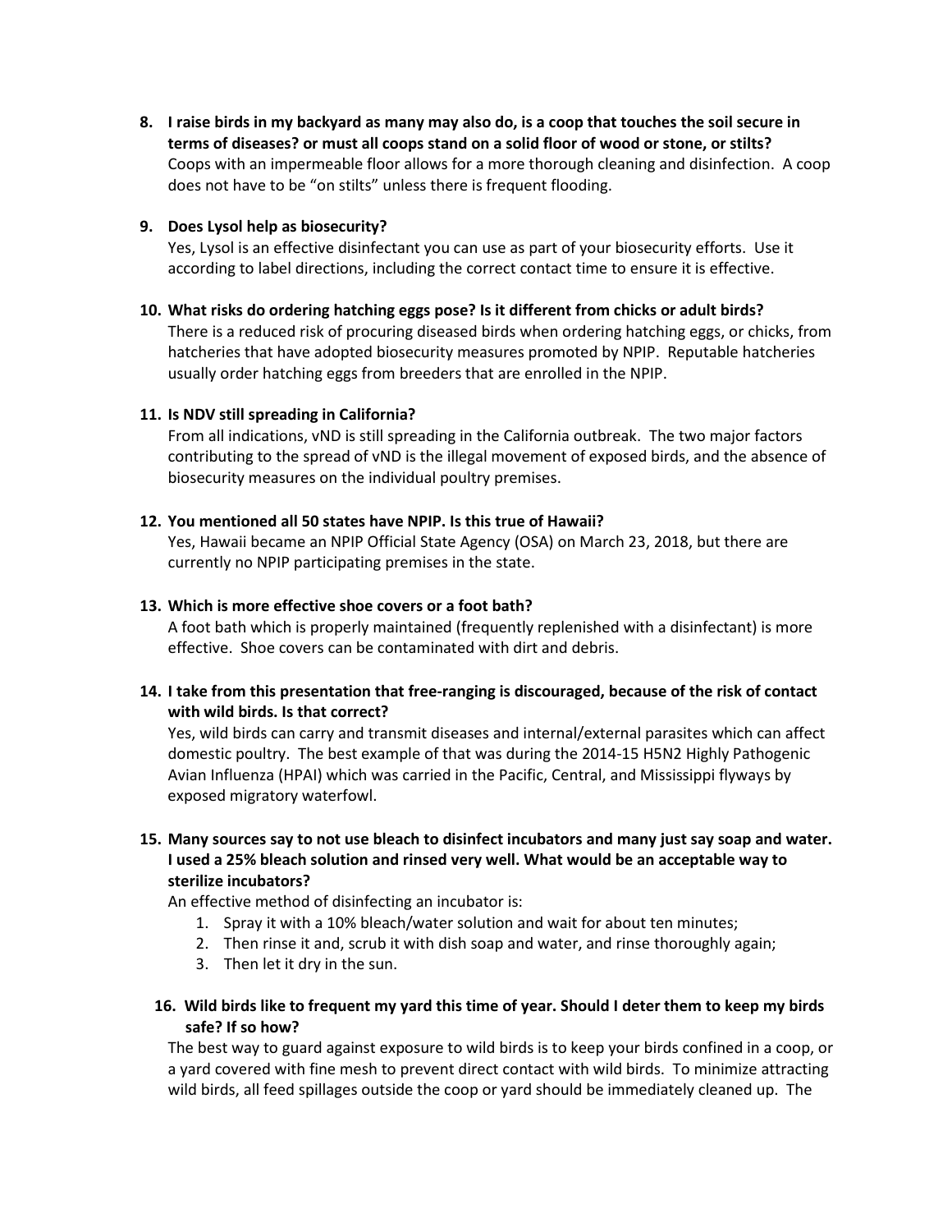8. **I raise birds in my backyard as many may also do, is a coop that touches the soil secure in terms of diseases? or must all coops stand on a solid floor of wood or stone, or stilts?**
   Coops with an impermeable floor allows for a more thorough cleaning and disinfection. A coop does not have to be "on stilts" unless there is frequent flooding.

9. **Does Lysol help as biosecurity?**
   Yes, Lysol is an effective disinfectant you can use as part of your biosecurity efforts. Use it according to label directions, including the correct contact time to ensure it is effective.

10. **What risks do ordering hatching eggs pose? Is it different from chicks or adult birds?**
    There is a reduced risk of procuring diseased birds when ordering hatching eggs, or chicks, from hatcheries that have adopted biosecurity measures promoted by NPIP. Reputable hatcheries usually order hatching eggs from breeders that are enrolled in the NPIP.

11. **Is NDV still spreading in California?**
    From all indications, vND is still spreading in the California outbreak. The two major factors contributing to the spread of vND is the illegal movement of exposed birds, and the absence of biosecurity measures on the individual poultry premises.

12. **You mentioned all 50 states have NPIP. Is this true of Hawaii?**
    Yes, Hawaii became an NPIP Official State Agency (OSA) on March 23, 2018, but there are currently no NPIP participating premises in the state.

13. **Which is more effective shoe covers or a foot bath?**
    A foot bath which is properly maintained (frequently replenished with a disinfectant) is more effective. Shoe covers can be contaminated with dirt and debris.

14. **I take from this presentation that free-ranging is discouraged, because of the risk of contact with wild birds. Is that correct?**
    Yes, wild birds can carry and transmit diseases and internal/external parasites which can affect domestic poultry. The best example of that was during the 2014-15 H5N2 Highly Pathogenic Avian Influenza (HPAI) which was carried in the Pacific, Central, and Mississippi flyways by exposed migratory waterfowl.

15. **Many sources say to not use bleach to disinfect incubators and many just say soap and water. I used a 25% bleach solution and rinsed very well. What would be an acceptable way to sterilize incubators?**
    An effective method of disinfecting an incubator is:
    1. Spray it with a 10% bleach/water solution and wait for about ten minutes;
    2. Then rinse it and, scrub it with dish soap and water, and rinse thoroughly again;
    3. Then let it dry in the sun.

16. **Wild birds like to frequent my yard this time of year. Should I deter them to keep my birds safe? If so how?**
    The best way to guard against exposure to wild birds is to keep your birds confined in a coop, or a yard covered with fine mesh to prevent direct contact with wild birds. To minimize attracting wild birds, all feed spillages outside the coop or yard should be immediately cleaned up. The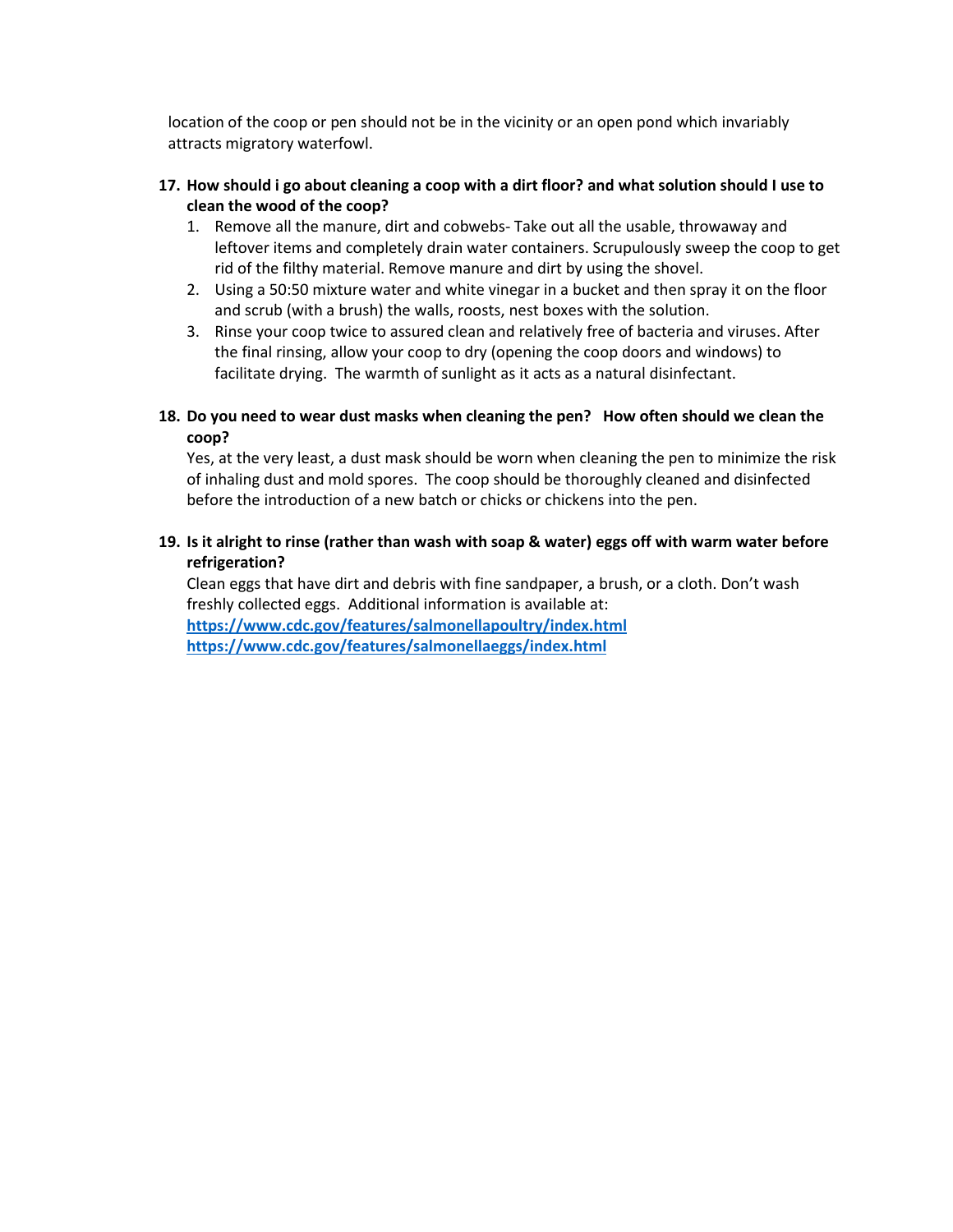location of the coop or pen should not be in the vicinity or an open pond which invariably attracts migratory waterfowl.

17. **How should i go about cleaning a coop with a dirt floor? and what solution should I use to clean the wood of the coop?**
    1. Remove all the manure, dirt and cobwebs- Take out all the usable, throwaway and leftover items and completely drain water containers. Scrupulously sweep the coop to get rid of the filthy material. Remove manure and dirt by using the shovel.
    2. Using a 50:50 mixture water and white vinegar in a bucket and then spray it on the floor and scrub (with a brush) the walls, roosts, nest boxes with the solution.
    3. Rinse your coop twice to assured clean and relatively free of bacteria and viruses. After the final rinsing, allow your coop to dry (opening the coop doors and windows) to facilitate drying. The warmth of sunlight as it acts as a natural disinfectant.

18. **Do you need to wear dust masks when cleaning the pen? How often should we clean the coop?**
    
    Yes, at the very least, a dust mask should be worn when cleaning the pen to minimize the risk of inhaling dust and mold spores. The coop should be thoroughly cleaned and disinfected before the introduction of a new batch or chicks or chickens into the pen.

19. **Is it alright to rinse (rather than wash with soap & water) eggs off with warm water before refrigeration?**
    
    Clean eggs that have dirt and debris with fine sandpaper, a brush, or a cloth. Don't wash freshly collected eggs. Additional information is available at:
    **https://www.cdc.gov/features/salmonellapoultry/index.html**
    **https://www.cdc.gov/features/salmonellaeggs/index.html**